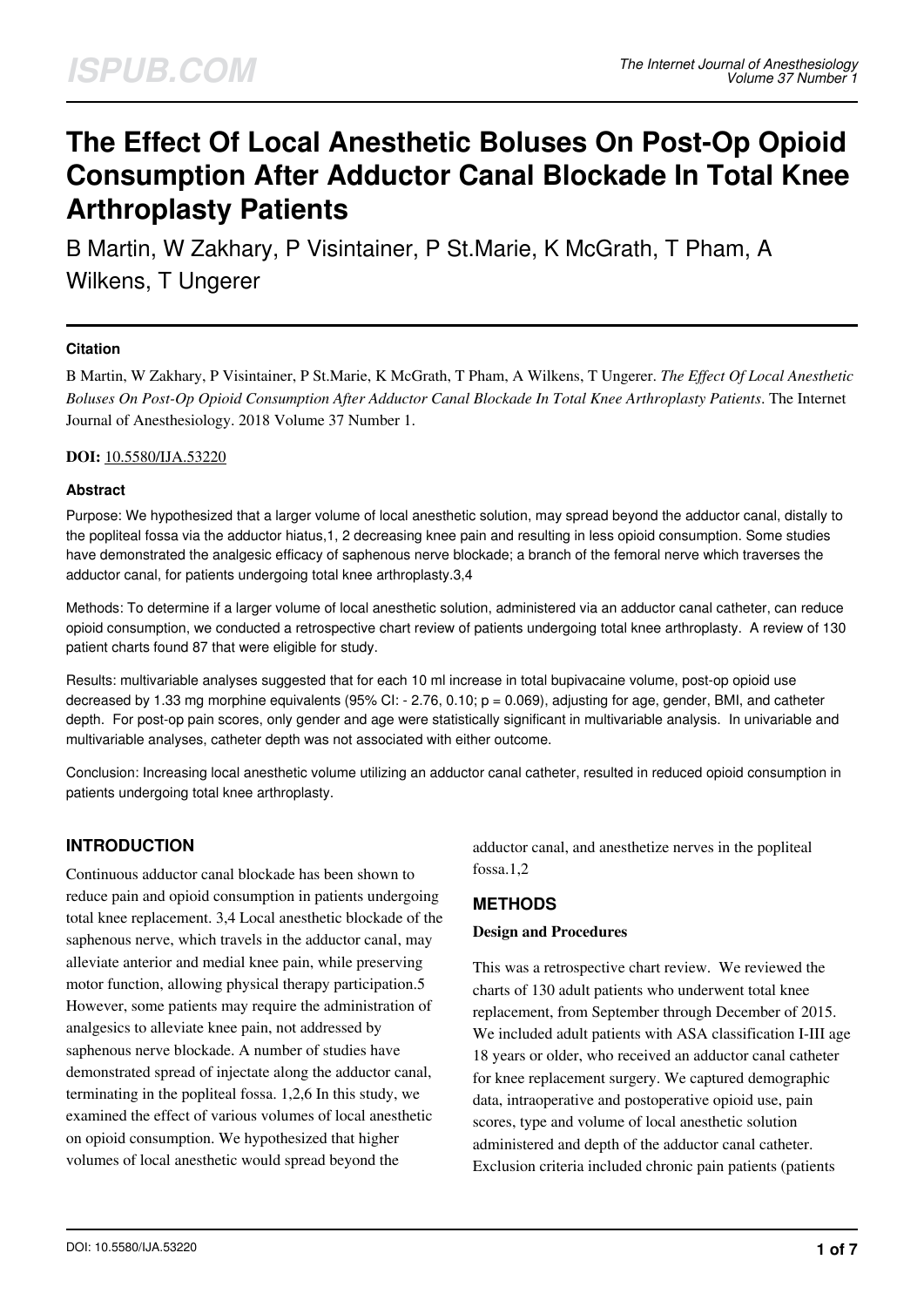# The Effect Of Local Anesthetic Boluses On Post-Op Opioid Consumption After Adductor Canal Blockade In Total Knee Arthroplasty Patients

B Martin, W Zakhary, P Visintainer, P St.Marie, K McGrath, T Pham, A Wilkens, T Ungerer

### Citation

B Martin, W Zakhary, P Visintainer, P St.Marie, K McGrath, T Pham, A Wilkens, T Ungerer. *The Effect Of Local Anesthetic Boluses On Post-Op Opioid Consumption After Adductor Canal Blockade In Total Knee Arthroplasty Patients*. The Internet Journal of Anesthesiology. 2018 Volume 37 Number 1.

**DOI:** 10.5580/IJA.53220

### Abstract

Purpose: We hypothesized that a larger volume of local anesthetic solution, may spread beyond the adductor canal, distally to the popliteal fossa via the adductor hiatus,1, 2 decreasing knee pain and resulting in less opioid consumption. Some studies have demonstrated the analgesic efficacy of saphenous nerve blockade; a branch of the femoral nerve which traverses the adductor canal, for patients undergoing total knee arthroplasty.3,4

Methods: To determine if a larger volume of local anesthetic solution, administered via an adductor canal catheter, can reduce opioid consumption, we conducted a retrospective chart review of patients undergoing total knee arthroplasty. A review of 130 patient charts found 87 that were eligible for study.

Results: multivariable analyses suggested that for each 10 ml increase in total bupivacaine volume, post-op opioid use decreased by 1.33 mg morphine equivalents (95% CI: - 2.76, 0.10; $p = 0.069$), adjusting for age, gender, BMI, and catheter depth. For post-op pain scores, only gender and age were statistically significant in multivariable analysis. In univariable and multivariable analyses, catheter depth was not associated with either outcome.

Conclusion: Increasing local anesthetic volume utilizing an adductor canal catheter, resulted in reduced opioid consumption in patients undergoing total knee arthroplasty.

## INTRODUCTION

Continuous adductor canal blockade has been shown to reduce pain and opioid consumption in patients undergoing total knee replacement. 3,4 Local anesthetic blockade of the saphenous nerve, which travels in the adductor canal, may alleviate anterior and medial knee pain, while preserving motor function, allowing physical therapy participation.5 However, some patients may require the administration of analgesics to alleviate knee pain, not addressed by saphenous nerve blockade. A number of studies have demonstrated spread of injectate along the adductor canal, terminating in the popliteal fossa. 1,2,6 In this study, we examined the effect of various volumes of local anesthetic on opioid consumption. We hypothesized that higher volumes of local anesthetic would spread beyond the adductor canal, and anesthetize nerves in the popliteal fossa.1,2

## METHODS

### Design and Procedures

This was a retrospective chart review. We reviewed the charts of 130 adult patients who underwent total knee replacement, from September through December of 2015. We included adult patients with ASA classification I-III age 18 years or older, who received an adductor canal catheter for knee replacement surgery. We captured demographic data, intraoperative and postoperative opioid use, pain scores, type and volume of local anesthetic solution administered and depth of the adductor canal catheter. Exclusion criteria included chronic pain patients (patients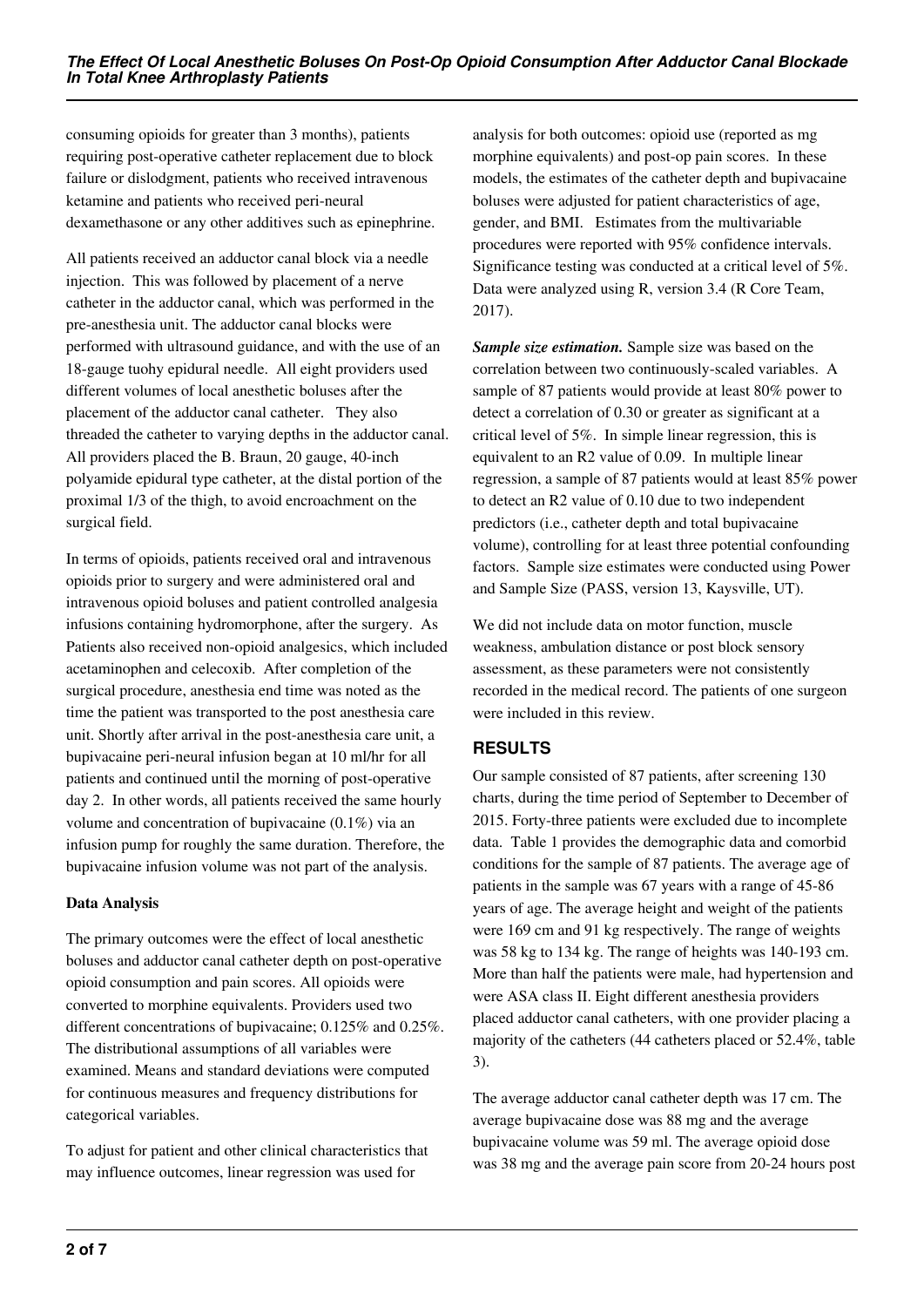consuming opioids for greater than 3 months), patients requiring post-operative catheter replacement due to block failure or dislodgment, patients who received intravenous ketamine and patients who received peri-neural dexamethasone or any other additives such as epinephrine.

All patients received an adductor canal block via a needle injection. This was followed by placement of a nerve catheter in the adductor canal, which was performed in the pre-anesthesia unit. The adductor canal blocks were performed with ultrasound guidance, and with the use of an 18-gauge tuohy epidural needle. All eight providers used different volumes of local anesthetic boluses after the placement of the adductor canal catheter. They also threaded the catheter to varying depths in the adductor canal. All providers placed the B. Braun, 20 gauge, 40-inch polyamide epidural type catheter, at the distal portion of the proximal 1/3 of the thigh, to avoid encroachment on the surgical field.

In terms of opioids, patients received oral and intravenous opioids prior to surgery and were administered oral and intravenous opioid boluses and patient controlled analgesia infusions containing hydromorphone, after the surgery. As Patients also received non-opioid analgesics, which included acetaminophen and celecoxib. After completion of the surgical procedure, anesthesia end time was noted as the time the patient was transported to the post anesthesia care unit. Shortly after arrival in the post-anesthesia care unit, a bupivacaine peri-neural infusion began at 10 ml/hr for all patients and continued until the morning of post-operative day 2. In other words, all patients received the same hourly volume and concentration of bupivacaine (0.1%) via an infusion pump for roughly the same duration. Therefore, the bupivacaine infusion volume was not part of the analysis.

**Data Analysis**

The primary outcomes were the effect of local anesthetic boluses and adductor canal catheter depth on post-operative opioid consumption and pain scores. All opioids were converted to morphine equivalents. Providers used two different concentrations of bupivacaine; 0.125% and 0.25%. The distributional assumptions of all variables were examined. Means and standard deviations were computed for continuous measures and frequency distributions for categorical variables.

To adjust for patient and other clinical characteristics that may influence outcomes, linear regression was used for analysis for both outcomes: opioid use (reported as mg morphine equivalents) and post-op pain scores. In these models, the estimates of the catheter depth and bupivacaine boluses were adjusted for patient characteristics of age, gender, and BMI. Estimates from the multivariable procedures were reported with 95% confidence intervals. Significance testing was conducted at a critical level of 5%. Data were analyzed using R, version 3.4 (R Core Team, 2017).

***Sample size estimation.*** Sample size was based on the correlation between two continuously-scaled variables. A sample of 87 patients would provide at least 80% power to detect a correlation of 0.30 or greater as significant at a critical level of 5%. In simple linear regression, this is equivalent to an R2 value of 0.09. In multiple linear regression, a sample of 87 patients would at least 85% power to detect an R2 value of 0.10 due to two independent predictors (i.e., catheter depth and total bupivacaine volume), controlling for at least three potential confounding factors. Sample size estimates were conducted using Power and Sample Size (PASS, version 13, Kaysville, UT).

We did not include data on motor function, muscle weakness, ambulation distance or post block sensory assessment, as these parameters were not consistently recorded in the medical record. The patients of one surgeon were included in this review.

## RESULTS

Our sample consisted of 87 patients, after screening 130 charts, during the time period of September to December of 2015. Forty-three patients were excluded due to incomplete data. Table 1 provides the demographic data and comorbid conditions for the sample of 87 patients. The average age of patients in the sample was 67 years with a range of 45-86 years of age. The average height and weight of the patients were 169 cm and 91 kg respectively. The range of weights was 58 kg to 134 kg. The range of heights was 140-193 cm. More than half the patients were male, had hypertension and were ASA class II. Eight different anesthesia providers placed adductor canal catheters, with one provider placing a majority of the catheters (44 catheters placed or 52.4%, table 3).

The average adductor canal catheter depth was 17 cm. The average bupivacaine dose was 88 mg and the average bupivacaine volume was 59 ml. The average opioid dose was 38 mg and the average pain score from 20-24 hours post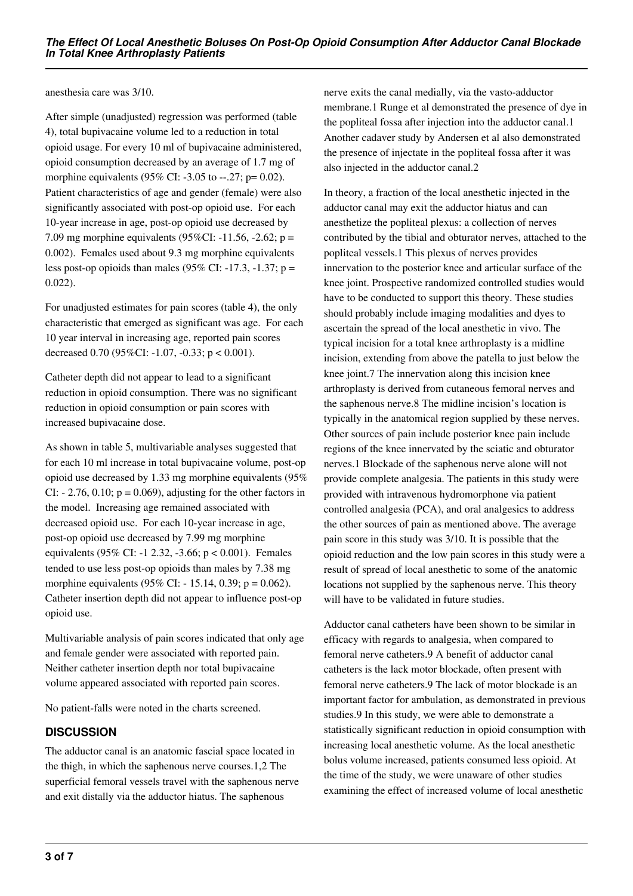anesthesia care was 3/10.

After simple (unadjusted) regression was performed (table 4), total bupivacaine volume led to a reduction in total opioid usage. For every 10 ml of bupivacaine administered, opioid consumption decreased by an average of 1.7 mg of morphine equivalents (95% CI: -3.05 to --.27; p= 0.02). Patient characteristics of age and gender (female) were also significantly associated with post-op opioid use. For each 10-year increase in age, post-op opioid use decreased by 7.09 mg morphine equivalents (95%CI: -11.56, -2.62; p = 0.002). Females used about 9.3 mg morphine equivalents less post-op opioids than males (95% CI: -17.3, -1.37; p = 0.022).

For unadjusted estimates for pain scores (table 4), the only characteristic that emerged as significant was age. For each 10 year interval in increasing age, reported pain scores decreased 0.70 (95%CI: -1.07, -0.33; p < 0.001).

Catheter depth did not appear to lead to a significant reduction in opioid consumption. There was no significant reduction in opioid consumption or pain scores with increased bupivacaine dose.

As shown in table 5, multivariable analyses suggested that for each 10 ml increase in total bupivacaine volume, post-op opioid use decreased by 1.33 mg morphine equivalents (95% CI: - 2.76, 0.10; p = 0.069), adjusting for the other factors in the model. Increasing age remained associated with decreased opioid use. For each 10-year increase in age, post-op opioid use decreased by 7.99 mg morphine equivalents (95% CI: -1 2.32, -3.66; p < 0.001). Females tended to use less post-op opioids than males by 7.38 mg morphine equivalents (95% CI: - 15.14, 0.39; p = 0.062). Catheter insertion depth did not appear to influence post-op opioid use.

Multivariable analysis of pain scores indicated that only age and female gender were associated with reported pain. Neither catheter insertion depth nor total bupivacaine volume appeared associated with reported pain scores.

No patient-falls were noted in the charts screened.

## DISCUSSION

The adductor canal is an anatomic fascial space located in the thigh, in which the saphenous nerve courses.[1,2] The superficial femoral vessels travel with the saphenous nerve and exit distally via the adductor hiatus. The saphenous nerve exits the canal medially, via the vasto-adductor membrane.[1] Runge et al demonstrated the presence of dye in the popliteal fossa after injection into the adductor canal.[1] Another cadaver study by Andersen et al also demonstrated the presence of injectate in the popliteal fossa after it was also injected in the adductor canal.[2]

In theory, a fraction of the local anesthetic injected in the adductor canal may exit the adductor hiatus and can anesthetize the popliteal plexus: a collection of nerves contributed by the tibial and obturator nerves, attached to the popliteal vessels.[1] This plexus of nerves provides innervation to the posterior knee and articular surface of the knee joint. Prospective randomized controlled studies would have to be conducted to support this theory. These studies should probably include imaging modalities and dyes to ascertain the spread of the local anesthetic in vivo. The typical incision for a total knee arthroplasty is a midline incision, extending from above the patella to just below the knee joint.[7] The innervation along this incision knee arthroplasty is derived from cutaneous femoral nerves and the saphenous nerve.[8] The midline incision's location is typically in the anatomical region supplied by these nerves. Other sources of pain include posterior knee pain include regions of the knee innervated by the sciatic and obturator nerves.[1] Blockade of the saphenous nerve alone will not provide complete analgesia. The patients in this study were provided with intravenous hydromorphone via patient controlled analgesia (PCA), and oral analgesics to address the other sources of pain as mentioned above. The average pain score in this study was 3/10. It is possible that the opioid reduction and the low pain scores in this study were a result of spread of local anesthetic to some of the anatomic locations not supplied by the saphenous nerve. This theory will have to be validated in future studies.

Adductor canal catheters have been shown to be similar in efficacy with regards to analgesia, when compared to femoral nerve catheters.[9] A benefit of adductor canal catheters is the lack motor blockade, often present with femoral nerve catheters.[9] The lack of motor blockade is an important factor for ambulation, as demonstrated in previous studies.[9] In this study, we were able to demonstrate a statistically significant reduction in opioid consumption with increasing local anesthetic volume. As the local anesthetic bolus volume increased, patients consumed less opioid. At the time of the study, we were unaware of other studies examining the effect of increased volume of local anesthetic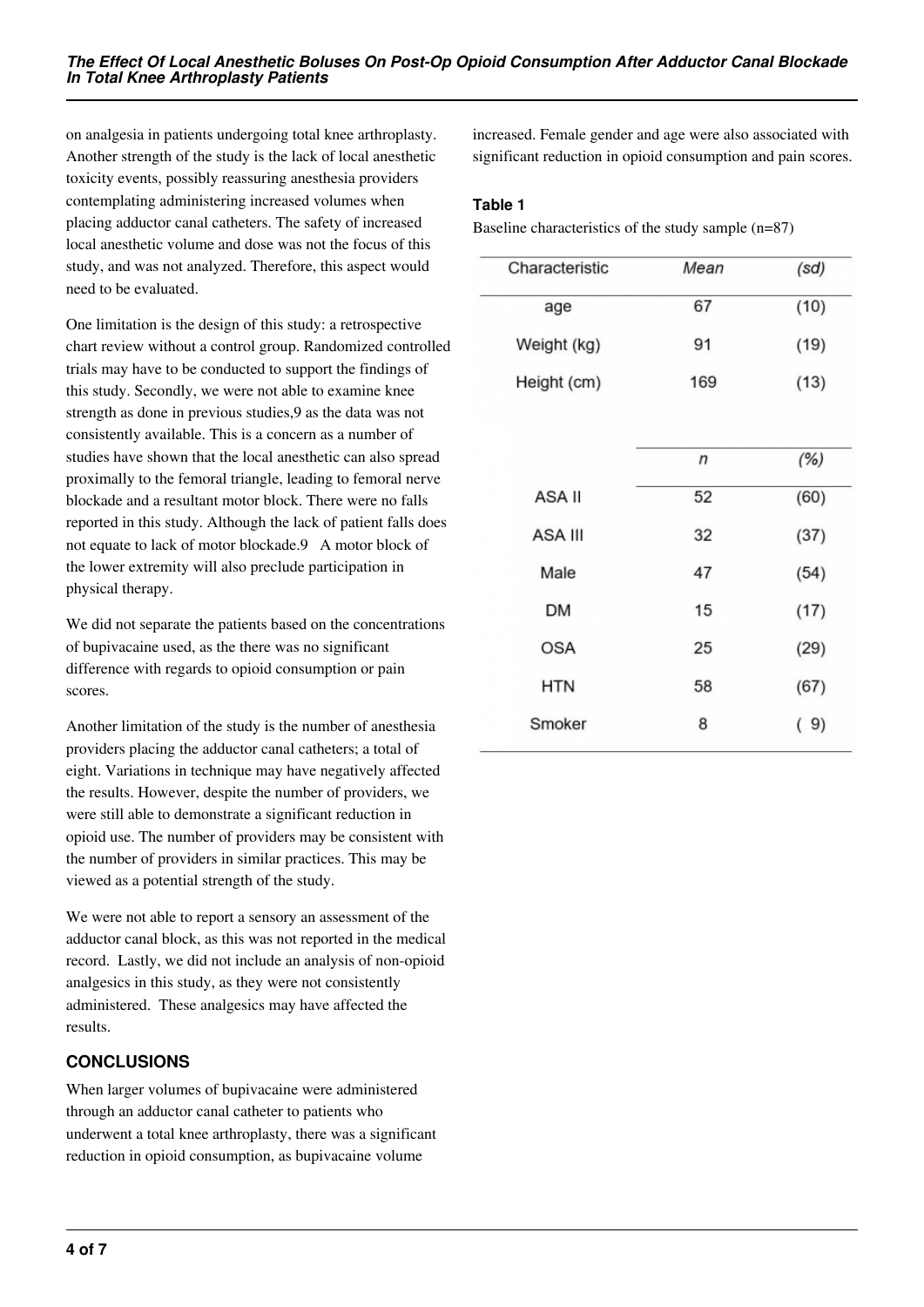on analgesia in patients undergoing total knee arthroplasty. Another strength of the study is the lack of local anesthetic toxicity events, possibly reassuring anesthesia providers contemplating administering increased volumes when placing adductor canal catheters. The safety of increased local anesthetic volume and dose was not the focus of this study, and was not analyzed. Therefore, this aspect would need to be evaluated.

One limitation is the design of this study: a retrospective chart review without a control group. Randomized controlled trials may have to be conducted to support the findings of this study. Secondly, we were not able to examine knee strength as done in previous studies,9 as the data was not consistently available. This is a concern as a number of studies have shown that the local anesthetic can also spread proximally to the femoral triangle, leading to femoral nerve blockade and a resultant motor block. There were no falls reported in this study. Although the lack of patient falls does not equate to lack of motor blockade.9 A motor block of the lower extremity will also preclude participation in physical therapy.

We did not separate the patients based on the concentrations of bupivacaine used, as the there was no significant difference with regards to opioid consumption or pain scores.

Another limitation of the study is the number of anesthesia providers placing the adductor canal catheters; a total of eight. Variations in technique may have negatively affected the results. However, despite the number of providers, we were still able to demonstrate a significant reduction in opioid use. The number of providers may be consistent with the number of providers in similar practices. This may be viewed as a potential strength of the study.

We were not able to report a sensory an assessment of the adductor canal block, as this was not reported in the medical record. Lastly, we did not include an analysis of non-opioid analgesics in this study, as they were not consistently administered. These analgesics may have affected the results.

## CONCLUSIONS

When larger volumes of bupivacaine were administered through an adductor canal catheter to patients who underwent a total knee arthroplasty, there was a significant reduction in opioid consumption, as bupivacaine volume increased. Female gender and age were also associated with significant reduction in opioid consumption and pain scores.

**Table 1**

Baseline characteristics of the study sample (n=87)

| Characteristic | *Mean* | *(sd)* |
|---|---|---|
| age | 67 | (10) |
| Weight (kg) | 91 | (19) |
| Height (cm) | 169 | (13) |
| | *n* | *(%)* |
| ASA II | 52 | (60) |
| ASA III | 32 | (37) |
| Male | 47 | (54) |
| DM | 15 | (17) |
| OSA | 25 | (29) |
| HTN | 58 | (67) |
| Smoker | 8 | ( 9) |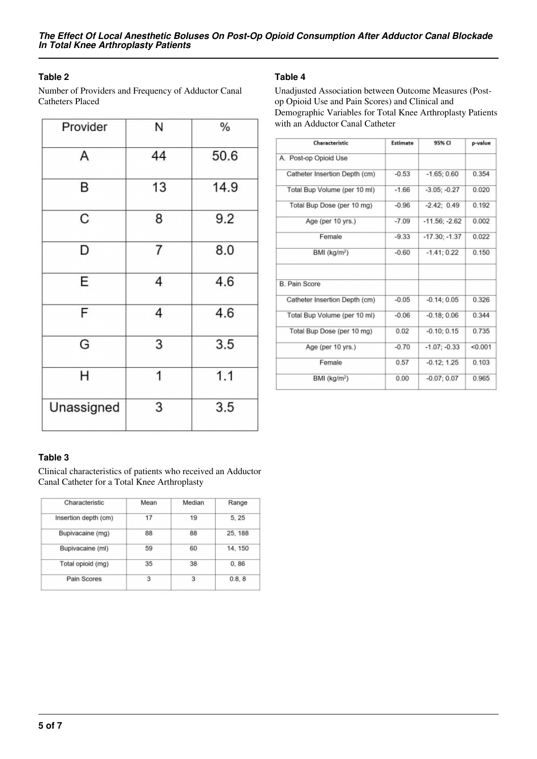### Table 2

Number of Providers and Frequency of Adductor Canal Catheters Placed

| Provider | N | % |
|---|---|---|
| A | 44 | 50.6 |
| B | 13 | 14.9 |
| C | 8 | 9.2 |
| D | 7 | 8.0 |
| E | 4 | 4.6 |
| F | 4 | 4.6 |
| G | 3 | 3.5 |
| H | 1 | 1.1 |
| Unassigned | 3 | 3.5 |

### Table 3

Clinical characteristics of patients who received an Adductor Canal Catheter for a Total Knee Arthroplasty

| Characteristic | Mean | Median | Range |
|---|---|---|---|
| Insertion depth (cm) | 17 | 19 | 5, 25 |
| Bupivacaine (mg) | 88 | 88 | 25, 188 |
| Bupivacaine (ml) | 59 | 60 | 14, 150 |
| Total opioid (mg) | 35 | 38 | 0, 86 |
| Pain Scores | 3 | 3 | 0.8, 8 |

### Table 4

Unadjusted Association between Outcome Measures (Post-op Opioid Use and Pain Scores) and Clinical and Demographic Variables for Total Knee Arthroplasty Patients with an Adductor Canal Catheter

| Characteristic | Estimate | 95% CI | p-value |
|---|---|---|---|
| A. Post-op Opioid Use | | | |
| Catheter Insertion Depth (cm) | -0.53 | -1.65; 0.60 | 0.354 |
| Total Bup Volume (per 10 ml) | -1.66 | -3.05; -0.27 | 0.020 |
| Total Bup Dose (per 10 mg) | -0.96 | -2.42; 0.49 | 0.192 |
| Age (per 10 yrs.) | -7.09 | -11.56; -2.62 | 0.002 |
| Female | -9.33 | -17.30; -1.37 | 0.022 |
| BMI (kg/m$^2$) | -0.60 | -1.41; 0.22 | 0.150 |
| | | | |
| B. Pain Score | | | |
| Catheter Insertion Depth (cm) | -0.05 | -0.14; 0.05 | 0.326 |
| Total Bup Volume (per 10 ml) | -0.06 | -0.18; 0.06 | 0.344 |
| Total Bup Dose (per 10 mg) | 0.02 | -0.10; 0.15 | 0.735 |
| Age (per 10 yrs.) | -0.70 | -1.07; -0.33 | <0.001 |
| Female | 0.57 | -0.12; 1.25 | 0.103 |
| BMI (kg/m$^2$) | 0.00 | -0.07; 0.07 | 0.965 |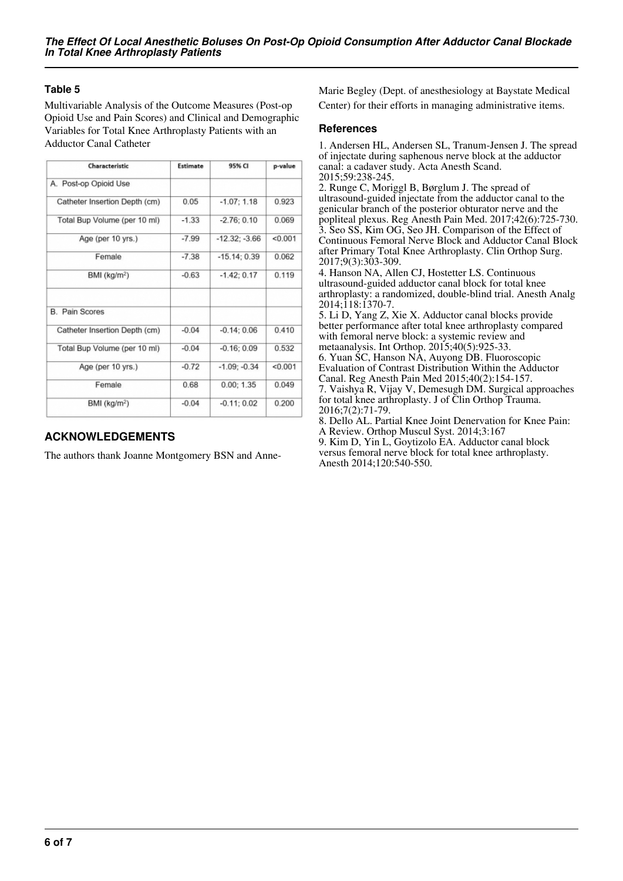### Table 5

Multivariable Analysis of the Outcome Measures (Post-op Opioid Use and Pain Scores) and Clinical and Demographic Variables for Total Knee Arthroplasty Patients with an Adductor Canal Catheter

| Characteristic | Estimate | 95% CI | p-value |
|---|---|---|---|
| A. Post-op Opioid Use | | | |
| Catheter Insertion Depth (cm) | 0.05 | -1.07; 1.18 | 0.923 |
| Total Bup Volume (per 10 ml) | -1.33 | -2.76; 0.10 | 0.069 |
| Age (per 10 yrs.) | -7.99 | -12.32; -3.66 | <0.001 |
| Female | -7.38 | -15.14; 0.39 | 0.062 |
| BMI (kg/m$^2$) | -0.63 | -1.42; 0.17 | 0.119 |
| | | | |
| B. Pain Scores | | | |
| Catheter Insertion Depth (cm) | -0.04 | -0.14; 0.06 | 0.410 |
| Total Bup Volume (per 10 ml) | -0.04 | -0.16; 0.09 | 0.532 |
| Age (per 10 yrs.) | -0.72 | -1.09; -0.34 | <0.001 |
| Female | 0.68 | 0.00; 1.35 | 0.049 |
| BMI (kg/m$^2$) | -0.04 | -0.11; 0.02 | 0.200 |

## ACKNOWLEDGEMENTS

The authors thank Joanne Montgomery BSN and Anne-Marie Begley (Dept. of anesthesiology at Baystate Medical Center) for their efforts in managing administrative items.

### References

1. Andersen HL, Andersen SL, Tranum-Jensen J. The spread of injectate during saphenous nerve block at the adductor canal: a cadaver study. Acta Anesth Scand. 2015;59:238-245.
2. Runge C, Moriggl B, Børglum J. The spread of ultrasound-guided injectate from the adductor canal to the genicular branch of the posterior obturator nerve and the popliteal plexus. Reg Anesth Pain Med. 2017;42(6):725-730.
3. Seo SS, Kim OG, Seo JH. Comparison of the Effect of Continuous Femoral Nerve Block and Adductor Canal Block after Primary Total Knee Arthroplasty. Clin Orthop Surg. 2017;9(3):303-309.
4. Hanson NA, Allen CJ, Hostetter LS. Continuous ultrasound-guided adductor canal block for total knee arthroplasty: a randomized, double-blind trial. Anesth Analg 2014;118:1370-7.
5. Li D, Yang Z, Xie X. Adductor canal blocks provide better performance after total knee arthroplasty compared with femoral nerve block: a systemic review and metaanalysis. Int Orthop. 2015;40(5):925-33.
6. Yuan SC, Hanson NA, Auyong DB. Fluoroscopic Evaluation of Contrast Distribution Within the Adductor Canal. Reg Anesth Pain Med 2015;40(2):154-157.
7. Vaishya R, Vijay V, Demesugh DM. Surgical approaches for total knee arthroplasty. J of Clin Orthop Trauma. 2016;7(2):71-79.
8. Dello AL. Partial Knee Joint Denervation for Knee Pain: A Review. Orthop Muscul Syst. 2014;3:167
9. Kim D, Yin L, Goytizolo EA. Adductor canal block versus femoral nerve block for total knee arthroplasty. Anesth 2014;120:540-550.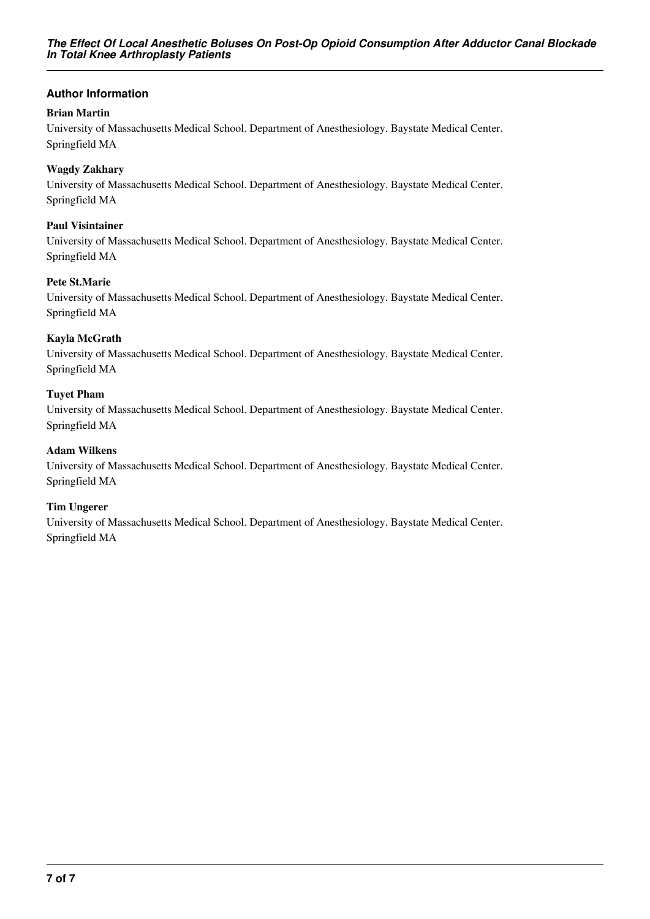## Author Information

**Brian Martin**
University of Massachusetts Medical School. Department of Anesthesiology. Baystate Medical Center. Springfield MA

**Wagdy Zakhary**
University of Massachusetts Medical School. Department of Anesthesiology. Baystate Medical Center. Springfield MA

**Paul Visintainer**
University of Massachusetts Medical School. Department of Anesthesiology. Baystate Medical Center. Springfield MA

**Pete St.Marie**
University of Massachusetts Medical School. Department of Anesthesiology. Baystate Medical Center. Springfield MA

**Kayla McGrath**
University of Massachusetts Medical School. Department of Anesthesiology. Baystate Medical Center. Springfield MA

**Tuyet Pham**
University of Massachusetts Medical School. Department of Anesthesiology. Baystate Medical Center. Springfield MA

**Adam Wilkens**
University of Massachusetts Medical School. Department of Anesthesiology. Baystate Medical Center. Springfield MA

**Tim Ungerer**
University of Massachusetts Medical School. Department of Anesthesiology. Baystate Medical Center. Springfield MA